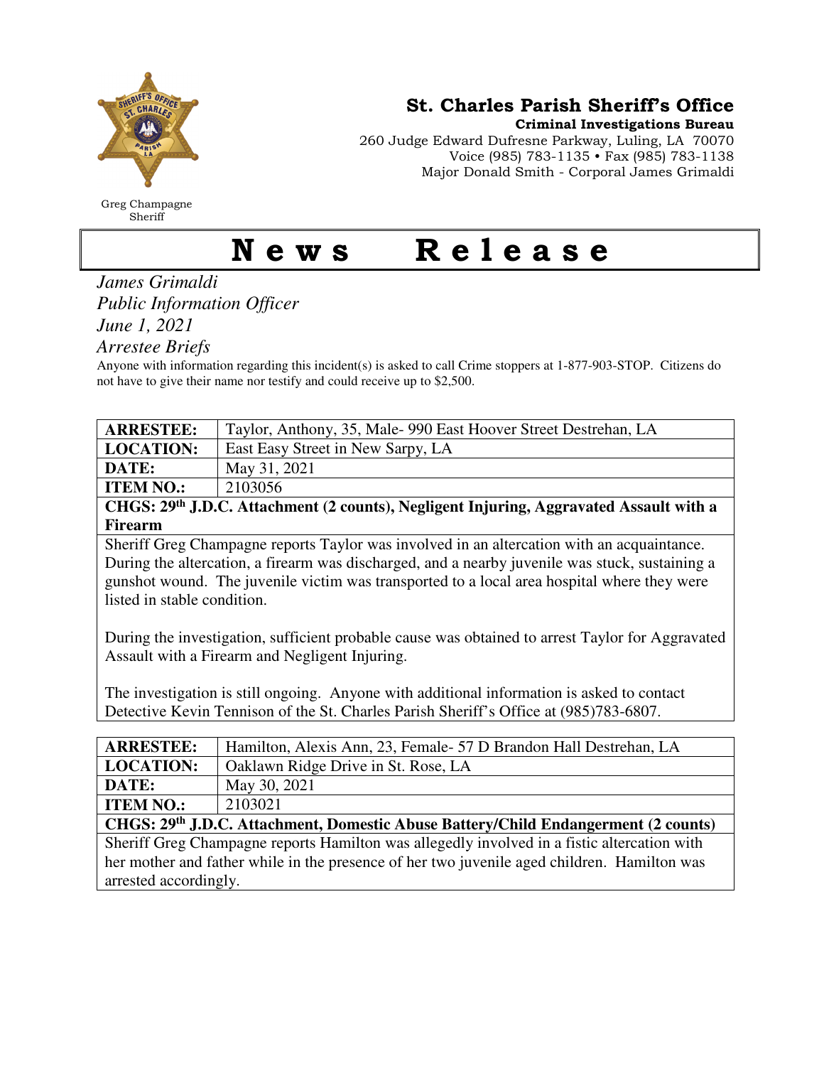Greg Champagne
Sheriff

# St. Charles Parish Sheriff's Office

**Criminal Investigations Bureau**
260 Judge Edward Dufresne Parkway, Luling, LA 70070
Voice (985) 783-1135 • Fax (985) 783-1138
Major Donald Smith - Corporal James Grimaldi

# News Release

*James Grimaldi*
*Public Information Officer*
*June 1, 2021*
*Arrestee Briefs*

Anyone with information regarding this incident(s) is asked to call Crime stoppers at 1-877-903-STOP. Citizens do not have to give their name nor testify and could receive up to $2,500.

| **ARRESTEE:** | Taylor, Anthony, 35, Male- 990 East Hoover Street Destrehan, LA |
|---|---|
| **LOCATION:** | East Easy Street in New Sarpy, LA |
| **DATE:** | May 31, 2021 |
| **ITEM NO.:** | 2103056 |

**CHGS: 29th J.D.C. Attachment (2 counts), Negligent Injuring, Aggravated Assault with a Firearm**

Sheriff Greg Champagne reports Taylor was involved in an altercation with an acquaintance. During the altercation, a firearm was discharged, and a nearby juvenile was stuck, sustaining a gunshot wound. The juvenile victim was transported to a local area hospital where they were listed in stable condition.

During the investigation, sufficient probable cause was obtained to arrest Taylor for Aggravated Assault with a Firearm and Negligent Injuring.

The investigation is still ongoing. Anyone with additional information is asked to contact Detective Kevin Tennison of the St. Charles Parish Sheriff's Office at (985)783-6807.

| **ARRESTEE:** | Hamilton, Alexis Ann, 23, Female- 57 D Brandon Hall Destrehan, LA |
|---|---|
| **LOCATION:** | Oaklawn Ridge Drive in St. Rose, LA |
| **DATE:** | May 30, 2021 |
| **ITEM NO.:** | 2103021 |

**CHGS: 29th J.D.C. Attachment, Domestic Abuse Battery/Child Endangerment (2 counts)**

Sheriff Greg Champagne reports Hamilton was allegedly involved in a fistic altercation with her mother and father while in the presence of her two juvenile aged children. Hamilton was arrested accordingly.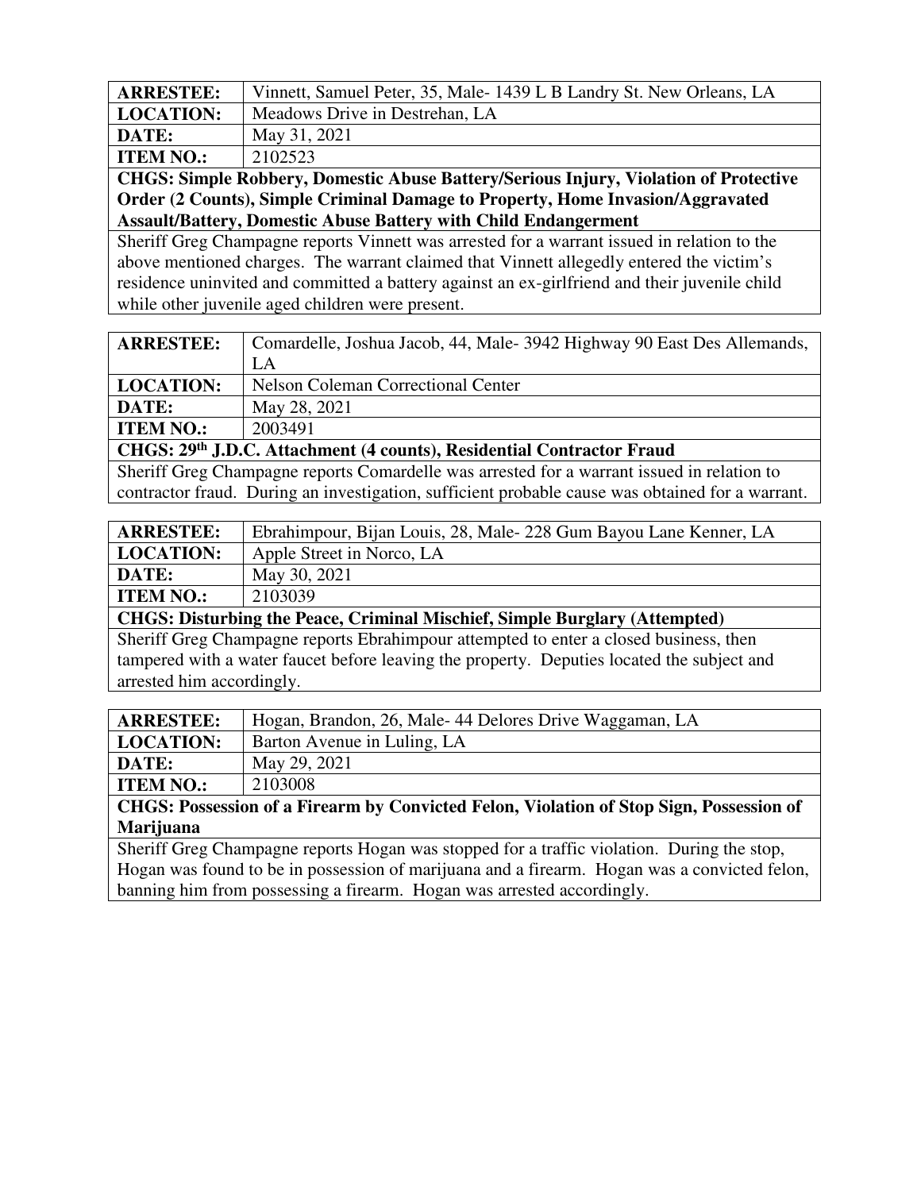| | |
|---|---|
| **ARRESTEE:** | Vinnett, Samuel Peter, 35, Male- 1439 L B Landry St. New Orleans, LA |
| **LOCATION:** | Meadows Drive in Destrehan, LA |
| **DATE:** | May 31, 2021 |
| **ITEM NO.:** | 2102523 |

**CHGS: Simple Robbery, Domestic Abuse Battery/Serious Injury, Violation of Protective Order (2 Counts), Simple Criminal Damage to Property, Home Invasion/Aggravated Assault/Battery, Domestic Abuse Battery with Child Endangerment**

Sheriff Greg Champagne reports Vinnett was arrested for a warrant issued in relation to the above mentioned charges. The warrant claimed that Vinnett allegedly entered the victim's residence uninvited and committed a battery against an ex-girlfriend and their juvenile child while other juvenile aged children were present.

| | |
|---|---|
| **ARRESTEE:** | Comardelle, Joshua Jacob, 44, Male- 3942 Highway 90 East Des Allemands, LA |
| **LOCATION:** | Nelson Coleman Correctional Center |
| **DATE:** | May 28, 2021 |
| **ITEM NO.:** | 2003491 |

**CHGS: 29th J.D.C. Attachment (4 counts), Residential Contractor Fraud**

Sheriff Greg Champagne reports Comardelle was arrested for a warrant issued in relation to contractor fraud. During an investigation, sufficient probable cause was obtained for a warrant.

| | |
|---|---|
| **ARRESTEE:** | Ebrahimpour, Bijan Louis, 28, Male- 228 Gum Bayou Lane Kenner, LA |
| **LOCATION:** | Apple Street in Norco, LA |
| **DATE:** | May 30, 2021 |
| **ITEM NO.:** | 2103039 |

**CHGS: Disturbing the Peace, Criminal Mischief, Simple Burglary (Attempted)**

Sheriff Greg Champagne reports Ebrahimpour attempted to enter a closed business, then tampered with a water faucet before leaving the property. Deputies located the subject and arrested him accordingly.

| | |
|---|---|
| **ARRESTEE:** | Hogan, Brandon, 26, Male- 44 Delores Drive Waggaman, LA |
| **LOCATION:** | Barton Avenue in Luling, LA |
| **DATE:** | May 29, 2021 |
| **ITEM NO.:** | 2103008 |

**CHGS: Possession of a Firearm by Convicted Felon, Violation of Stop Sign, Possession of Marijuana**

Sheriff Greg Champagne reports Hogan was stopped for a traffic violation. During the stop, Hogan was found to be in possession of marijuana and a firearm. Hogan was a convicted felon, banning him from possessing a firearm. Hogan was arrested accordingly.